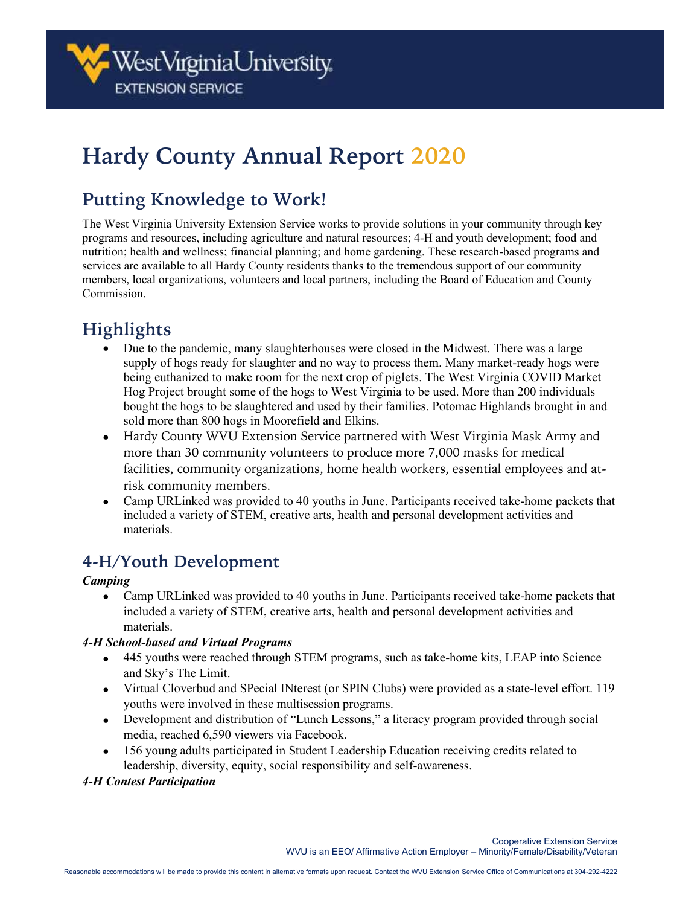# Hardy County Annual Report 2020

## Putting Knowledge to Work!

The West Virginia University Extension Service works to provide solutions in your community through key programs and resources, including agriculture and natural resources; 4-H and youth development; food and nutrition; health and wellness; financial planning; and home gardening. These research-based programs and services are available to all Hardy County residents thanks to the tremendous support of our community members, local organizations, volunteers and local partners, including the Board of Education and County Commission.

## Highlights

- Due to the pandemic, many slaughterhouses were closed in the Midwest. There was a large supply of hogs ready for slaughter and no way to process them. Many market-ready hogs were being euthanized to make room for the next crop of piglets. The West Virginia COVID Market Hog Project brought some of the hogs to West Virginia to be used. More than 200 individuals bought the hogs to be slaughtered and used by their families. Potomac Highlands brought in and sold more than 800 hogs in Moorefield and Elkins.
- Hardy County WVU Extension Service partnered with West Virginia Mask Army and more than 30 community volunteers to produce more 7,000 masks for medical facilities, community organizations, home health workers, essential employees and at-risk community members.
- Camp URLinked was provided to 40 youths in June. Participants received take-home packets that included a variety of STEM, creative arts, health and personal development activities and materials.

## 4-H/Youth Development

***Camping***

- Camp URLinked was provided to 40 youths in June. Participants received take-home packets that included a variety of STEM, creative arts, health and personal development activities and materials.

***4-H School-based and Virtual Programs***

- 445 youths were reached through STEM programs, such as take-home kits, LEAP into Science and Sky's The Limit.
- Virtual Cloverbud and SPecial INterest (or SPIN Clubs) were provided as a state-level effort. 119 youths were involved in these multisession programs.
- Development and distribution of "Lunch Lessons," a literacy program provided through social media, reached 6,590 viewers via Facebook.
- 156 young adults participated in Student Leadership Education receiving credits related to leadership, diversity, equity, social responsibility and self-awareness.

***4-H Contest Participation***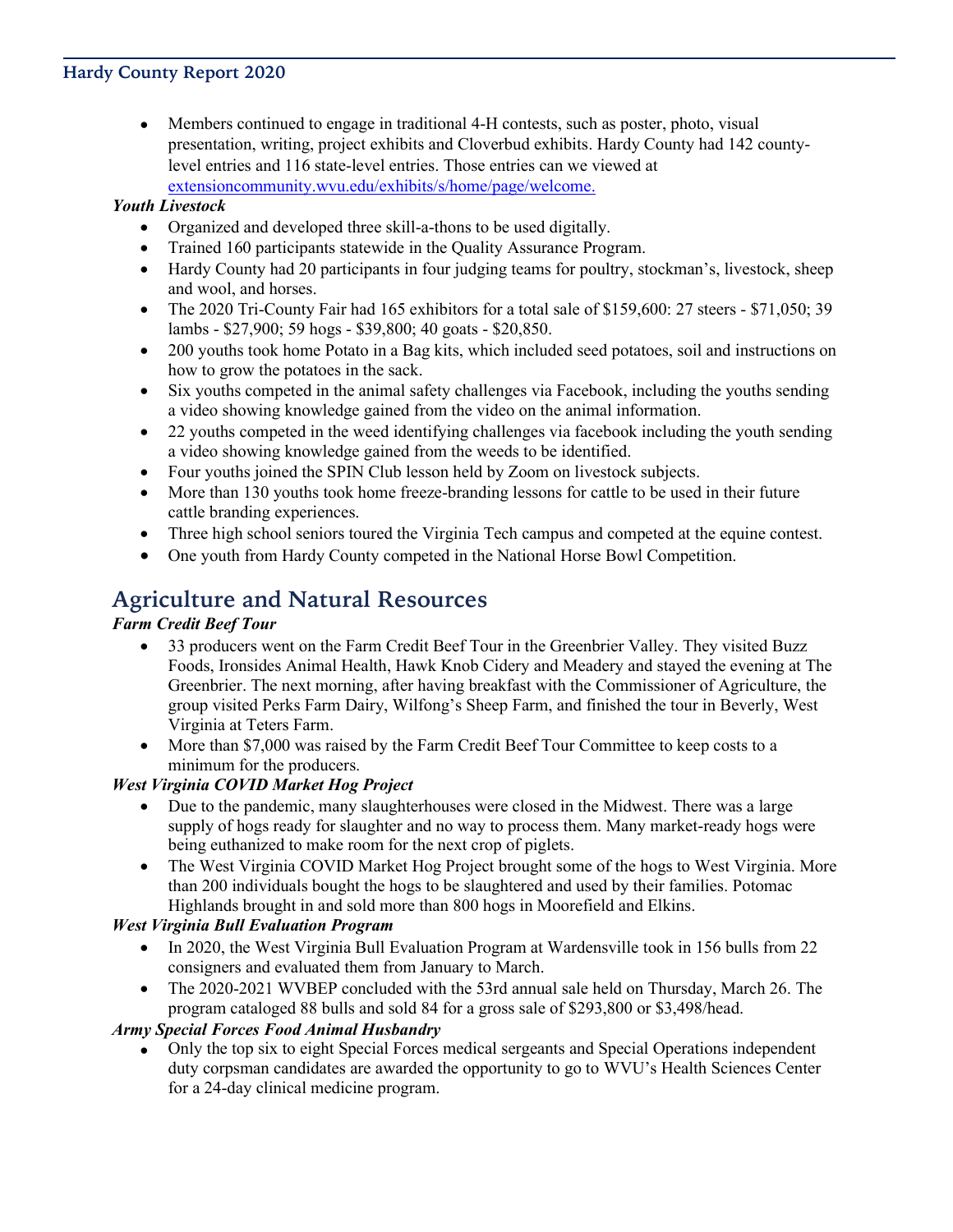- Members continued to engage in traditional 4-H contests, such as poster, photo, visual presentation, writing, project exhibits and Cloverbud exhibits. Hardy County had 142 county-level entries and 116 state-level entries. Those entries can we viewed at [extensioncommunity.wvu.edu/exhibits/s/home/page/welcome.](extensioncommunity.wvu.edu/exhibits/s/home/page/welcome)

***Youth Livestock***

- Organized and developed three skill-a-thons to be used digitally.
- Trained 160 participants statewide in the Quality Assurance Program.
- Hardy County had 20 participants in four judging teams for poultry, stockman's, livestock, sheep and wool, and horses.
- The 2020 Tri-County Fair had 165 exhibitors for a total sale of $159,600: 27 steers - $71,050; 39 lambs - $27,900; 59 hogs - $39,800; 40 goats - $20,850.
- 200 youths took home Potato in a Bag kits, which included seed potatoes, soil and instructions on how to grow the potatoes in the sack.
- Six youths competed in the animal safety challenges via Facebook, including the youths sending a video showing knowledge gained from the video on the animal information.
- 22 youths competed in the weed identifying challenges via facebook including the youth sending a video showing knowledge gained from the weeds to be identified.
- Four youths joined the SPIN Club lesson held by Zoom on livestock subjects.
- More than 130 youths took home freeze-branding lessons for cattle to be used in their future cattle branding experiences.
- Three high school seniors toured the Virginia Tech campus and competed at the equine contest.
- One youth from Hardy County competed in the National Horse Bowl Competition.

## Agriculture and Natural Resources

***Farm Credit Beef Tour***

- 33 producers went on the Farm Credit Beef Tour in the Greenbrier Valley. They visited Buzz Foods, Ironsides Animal Health, Hawk Knob Cidery and Meadery and stayed the evening at The Greenbrier. The next morning, after having breakfast with the Commissioner of Agriculture, the group visited Perks Farm Dairy, Wilfong's Sheep Farm, and finished the tour in Beverly, West Virginia at Teters Farm.
- More than $7,000 was raised by the Farm Credit Beef Tour Committee to keep costs to a minimum for the producers.

***West Virginia COVID Market Hog Project***

- Due to the pandemic, many slaughterhouses were closed in the Midwest. There was a large supply of hogs ready for slaughter and no way to process them. Many market-ready hogs were being euthanized to make room for the next crop of piglets.
- The West Virginia COVID Market Hog Project brought some of the hogs to West Virginia. More than 200 individuals bought the hogs to be slaughtered and used by their families. Potomac Highlands brought in and sold more than 800 hogs in Moorefield and Elkins.

***West Virginia Bull Evaluation Program***

- In 2020, the West Virginia Bull Evaluation Program at Wardensville took in 156 bulls from 22 consigners and evaluated them from January to March.
- The 2020-2021 WVBEP concluded with the 53rd annual sale held on Thursday, March 26. The program cataloged 88 bulls and sold 84 for a gross sale of $293,800 or $3,498/head.

***Army Special Forces Food Animal Husbandry***

- Only the top six to eight Special Forces medical sergeants and Special Operations independent duty corpsman candidates are awarded the opportunity to go to WVU's Health Sciences Center for a 24-day clinical medicine program.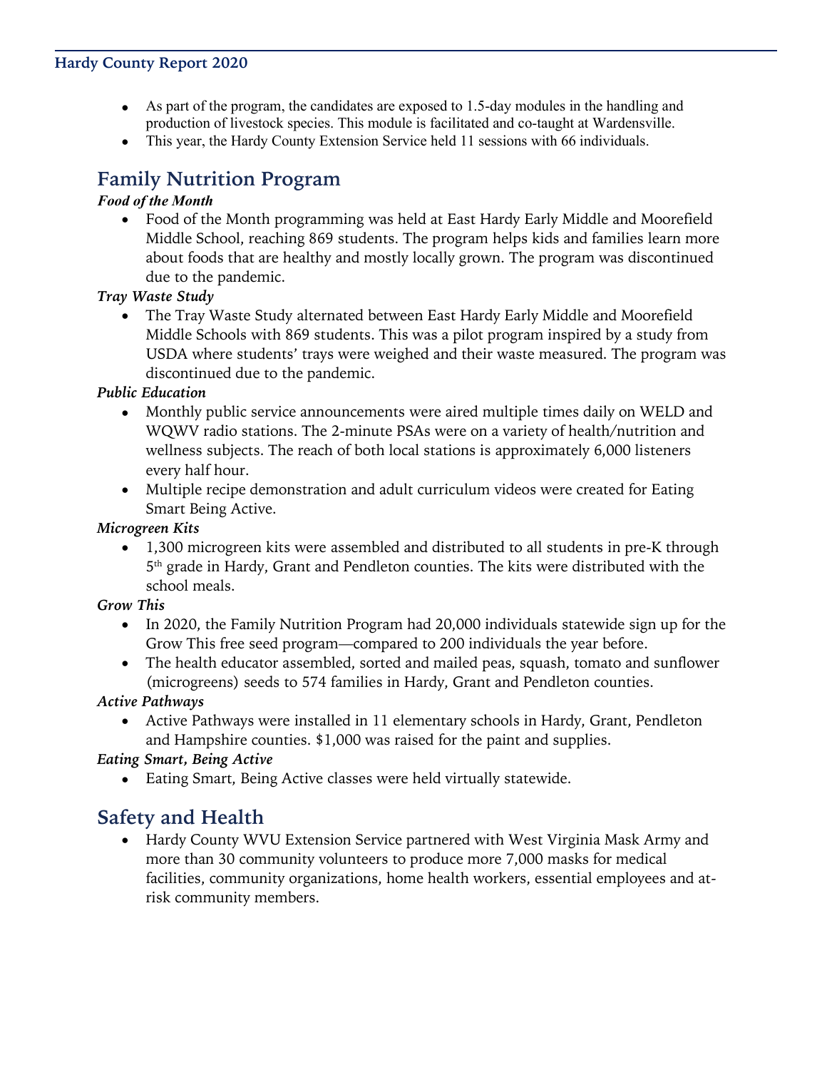- As part of the program, the candidates are exposed to 1.5-day modules in the handling and production of livestock species. This module is facilitated and co-taught at Wardensville.
- This year, the Hardy County Extension Service held 11 sessions with 66 individuals.

## Family Nutrition Program

***Food of the Month***

- Food of the Month programming was held at East Hardy Early Middle and Moorefield Middle School, reaching 869 students. The program helps kids and families learn more about foods that are healthy and mostly locally grown. The program was discontinued due to the pandemic.

***Tray Waste Study***

- The Tray Waste Study alternated between East Hardy Early Middle and Moorefield Middle Schools with 869 students. This was a pilot program inspired by a study from USDA where students' trays were weighed and their waste measured. The program was discontinued due to the pandemic.

***Public Education***

- Monthly public service announcements were aired multiple times daily on WELD and WQWV radio stations. The 2-minute PSAs were on a variety of health/nutrition and wellness subjects. The reach of both local stations is approximately 6,000 listeners every half hour.
- Multiple recipe demonstration and adult curriculum videos were created for Eating Smart Being Active.

***Microgreen Kits***

- 1,300 microgreen kits were assembled and distributed to all students in pre-K through 5th grade in Hardy, Grant and Pendleton counties. The kits were distributed with the school meals.

***Grow This***

- In 2020, the Family Nutrition Program had 20,000 individuals statewide sign up for the Grow This free seed program—compared to 200 individuals the year before.
- The health educator assembled, sorted and mailed peas, squash, tomato and sunflower (microgreens) seeds to 574 families in Hardy, Grant and Pendleton counties.

***Active Pathways***

- Active Pathways were installed in 11 elementary schools in Hardy, Grant, Pendleton and Hampshire counties. $1,000 was raised for the paint and supplies.

***Eating Smart, Being Active***

- Eating Smart, Being Active classes were held virtually statewide.

## Safety and Health

- Hardy County WVU Extension Service partnered with West Virginia Mask Army and more than 30 community volunteers to produce more 7,000 masks for medical facilities, community organizations, home health workers, essential employees and at-risk community members.